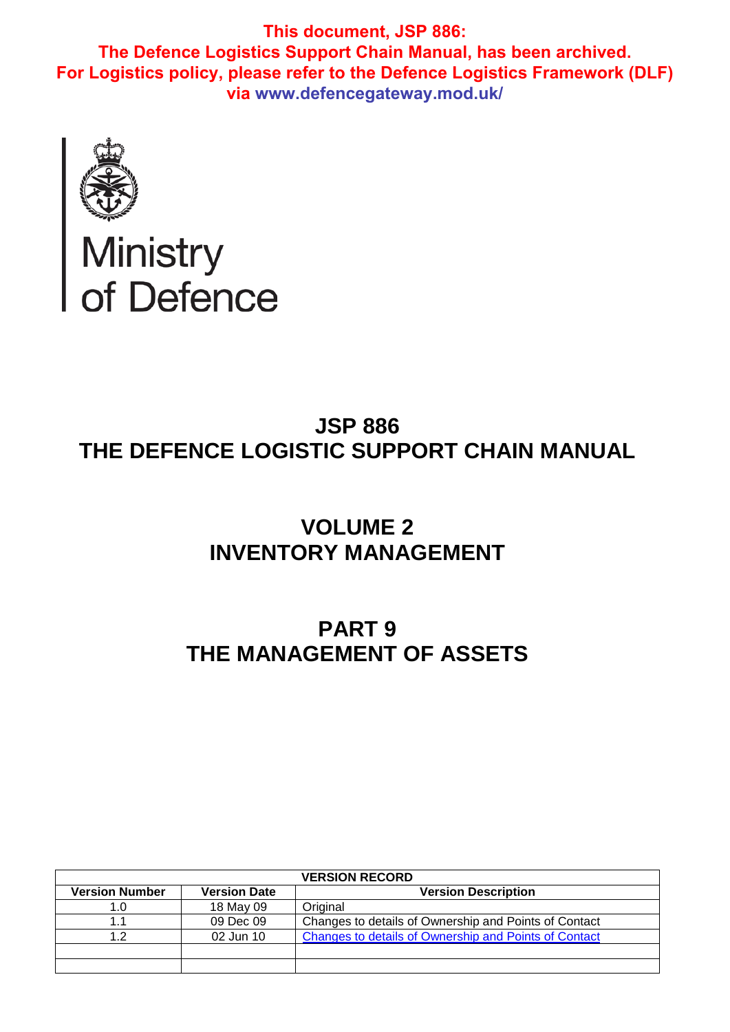**This document, JSP 886:**
**The Defence Logistics Support Chain Manual, has been archived.**
**For Logistics policy, please refer to the Defence Logistics Framework (DLF) via www.defencegateway.mod.uk/**

Ministry of Defence

# JSP 886
# THE DEFENCE LOGISTIC SUPPORT CHAIN MANUAL

## VOLUME 2
## INVENTORY MANAGEMENT

## PART 9
## THE MANAGEMENT OF ASSETS

| VERSION RECORD | | |
|---|---|---|
| **Version Number** | **Version Date** | **Version Description** |
| 1.0 | 18 May 09 | Original |
| 1.1 | 09 Dec 09 | Changes to details of Ownership and Points of Contact |
| 1.2 | 02 Jun 10 | Changes to details of Ownership and Points of Contact |
| | | |
| | | |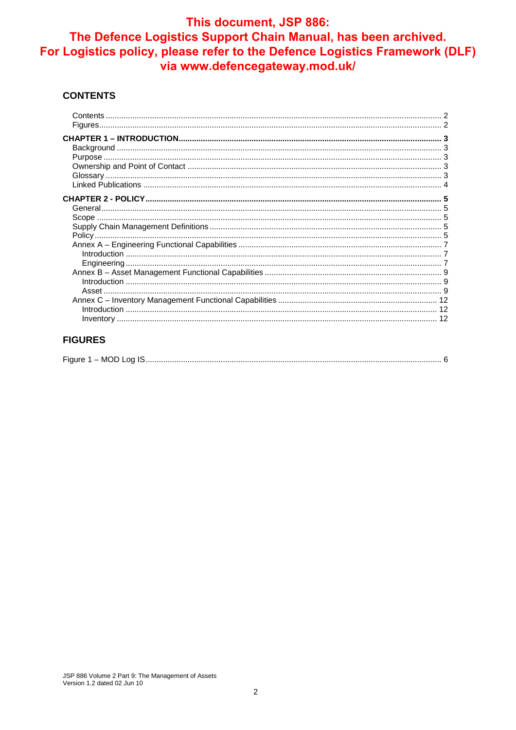**This document, JSP 886: The Defence Logistics Support Chain Manual, has been archived. For Logistics policy, please refer to the Defence Logistics Framework (DLF) via www.defencegateway.mod.uk/**

## CONTENTS

Contents ..... 2
Figures ..... 2

**CHAPTER 1 – INTRODUCTION ..... 3**
Background ..... 3
Purpose ..... 3
Ownership and Point of Contact ..... 3
Glossary ..... 3
Linked Publications ..... 4

**CHAPTER 2 - POLICY ..... 5**
General ..... 5
Scope ..... 5
Supply Chain Management Definitions ..... 5
Policy ..... 5
Annex A – Engineering Functional Capabilities ..... 7
- Introduction ..... 7
- Engineering ..... 7

Annex B – Asset Management Functional Capabilities ..... 9
- Introduction ..... 9
- Asset ..... 9

Annex C – Inventory Management Functional Capabilities ..... 12
- Introduction ..... 12
- Inventory ..... 12

## FIGURES

Figure 1 – MOD Log IS ..... 6

JSP 886 Volume 2 Part 9: The Management of Assets
Version 1.2 dated 02 Jun 10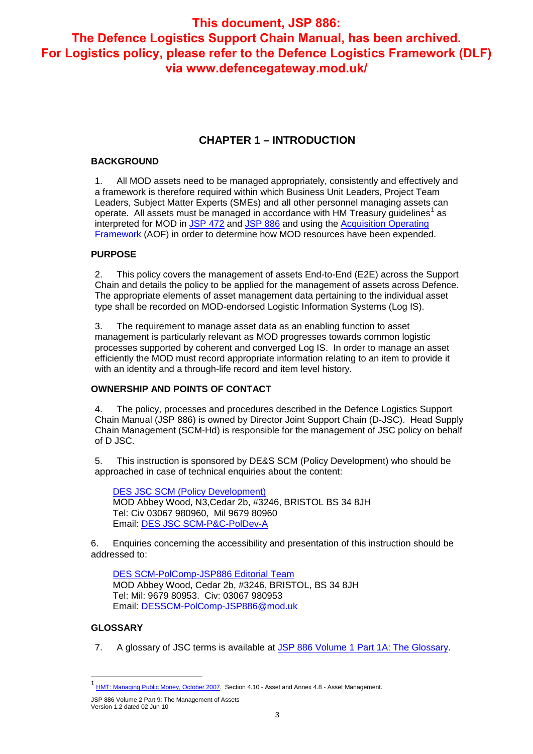**This document, JSP 886: The Defence Logistics Support Chain Manual, has been archived. For Logistics policy, please refer to the Defence Logistics Framework (DLF) via www.defencegateway.mod.uk/**

# CHAPTER 1 – INTRODUCTION

## BACKGROUND

1. All MOD assets need to be managed appropriately, consistently and effectively and a framework is therefore required within which Business Unit Leaders, Project Team Leaders, Subject Matter Experts (SMEs) and all other personnel managing assets can operate. All assets must be managed in accordance with HM Treasury guidelines[1] as interpreted for MOD in JSP 472 and JSP 886 and using the Acquisition Operating Framework (AOF) in order to determine how MOD resources have been expended.

## PURPOSE

2. This policy covers the management of assets End-to-End (E2E) across the Support Chain and details the policy to be applied for the management of assets across Defence. The appropriate elements of asset management data pertaining to the individual asset type shall be recorded on MOD-endorsed Logistic Information Systems (Log IS).

3. The requirement to manage asset data as an enabling function to asset management is particularly relevant as MOD progresses towards common logistic processes supported by coherent and converged Log IS. In order to manage an asset efficiently the MOD must record appropriate information relating to an item to provide it with an identity and a through-life record and item level history.

## OWNERSHIP AND POINTS OF CONTACT

4. The policy, processes and procedures described in the Defence Logistics Support Chain Manual (JSP 886) is owned by Director Joint Support Chain (D-JSC). Head Supply Chain Management (SCM-Hd) is responsible for the management of JSC policy on behalf of D JSC.

5. This instruction is sponsored by DE&S SCM (Policy Development) who should be approached in case of technical enquiries about the content:

DES JSC SCM (Policy Development)
MOD Abbey Wood, N3,Cedar 2b, #3246, BRISTOL BS 34 8JH
Tel: Civ 03067 980960, Mil 9679 80960
Email: DES JSC SCM-P&C-PolDev-A

6. Enquiries concerning the accessibility and presentation of this instruction should be addressed to:

DES SCM-PolComp-JSP886 Editorial Team
MOD Abbey Wood, Cedar 2b, #3246, BRISTOL, BS 34 8JH
Tel: Mil: 9679 80953. Civ: 03067 980953
Email: DESSCM-PolComp-JSP886@mod.uk

## GLOSSARY

7. A glossary of JSC terms is available at JSP 886 Volume 1 Part 1A: The Glossary.

[1] HMT: Managing Public Money, October 2007. Section 4.10 - Asset and Annex 4.8 - Asset Management.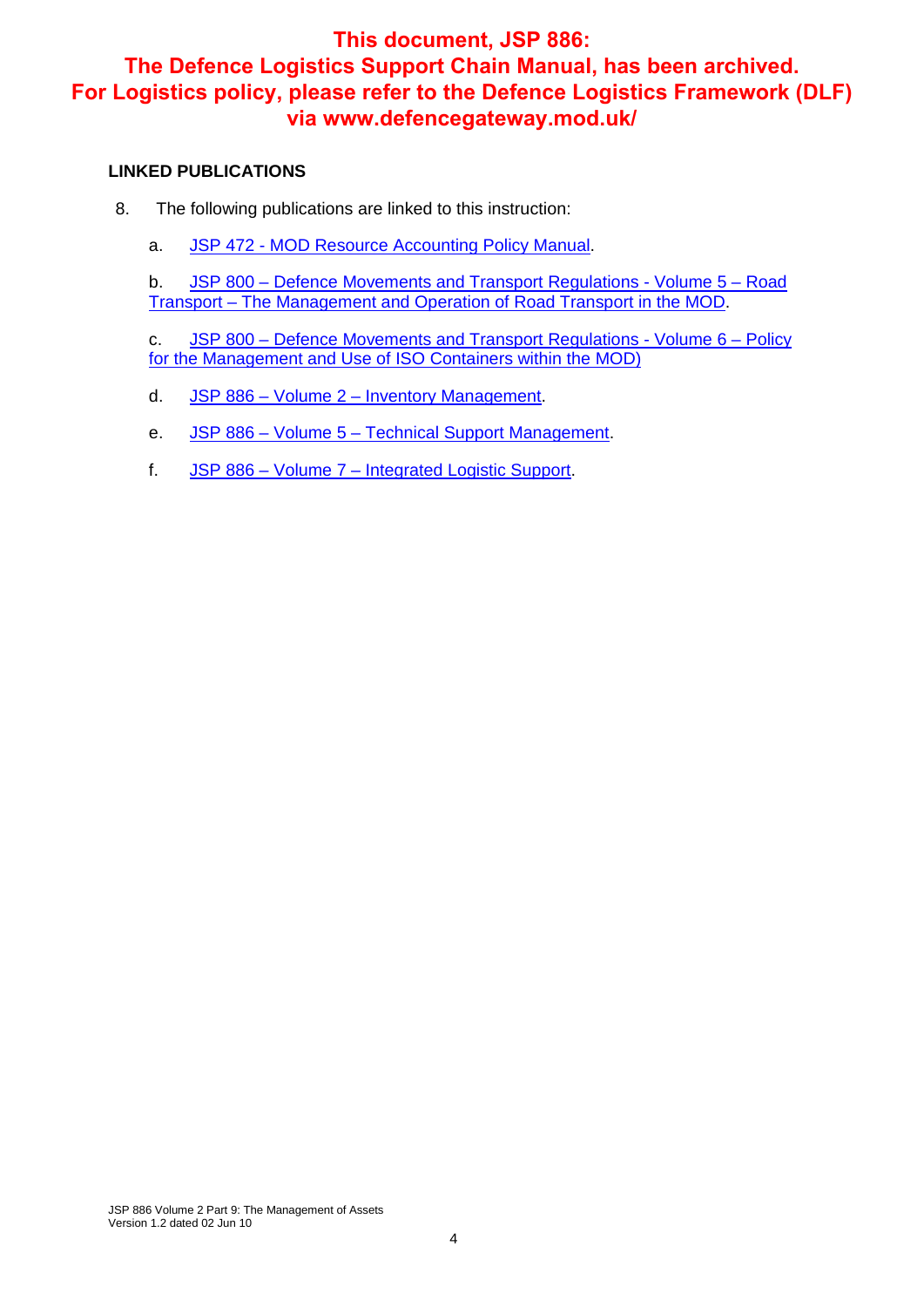**This document, JSP 886: The Defence Logistics Support Chain Manual, has been archived. For Logistics policy, please refer to the Defence Logistics Framework (DLF) via www.defencegateway.mod.uk/**

## LINKED PUBLICATIONS

8. The following publications are linked to this instruction:

   a. JSP 472 - MOD Resource Accounting Policy Manual.

   b. JSP 800 – Defence Movements and Transport Regulations - Volume 5 – Road Transport – The Management and Operation of Road Transport in the MOD.

   c. JSP 800 – Defence Movements and Transport Regulations - Volume 6 – Policy for the Management and Use of ISO Containers within the MOD)

   d. JSP 886 – Volume 2 – Inventory Management.

   e. JSP 886 – Volume 5 – Technical Support Management.

   f. JSP 886 – Volume 7 – Integrated Logistic Support.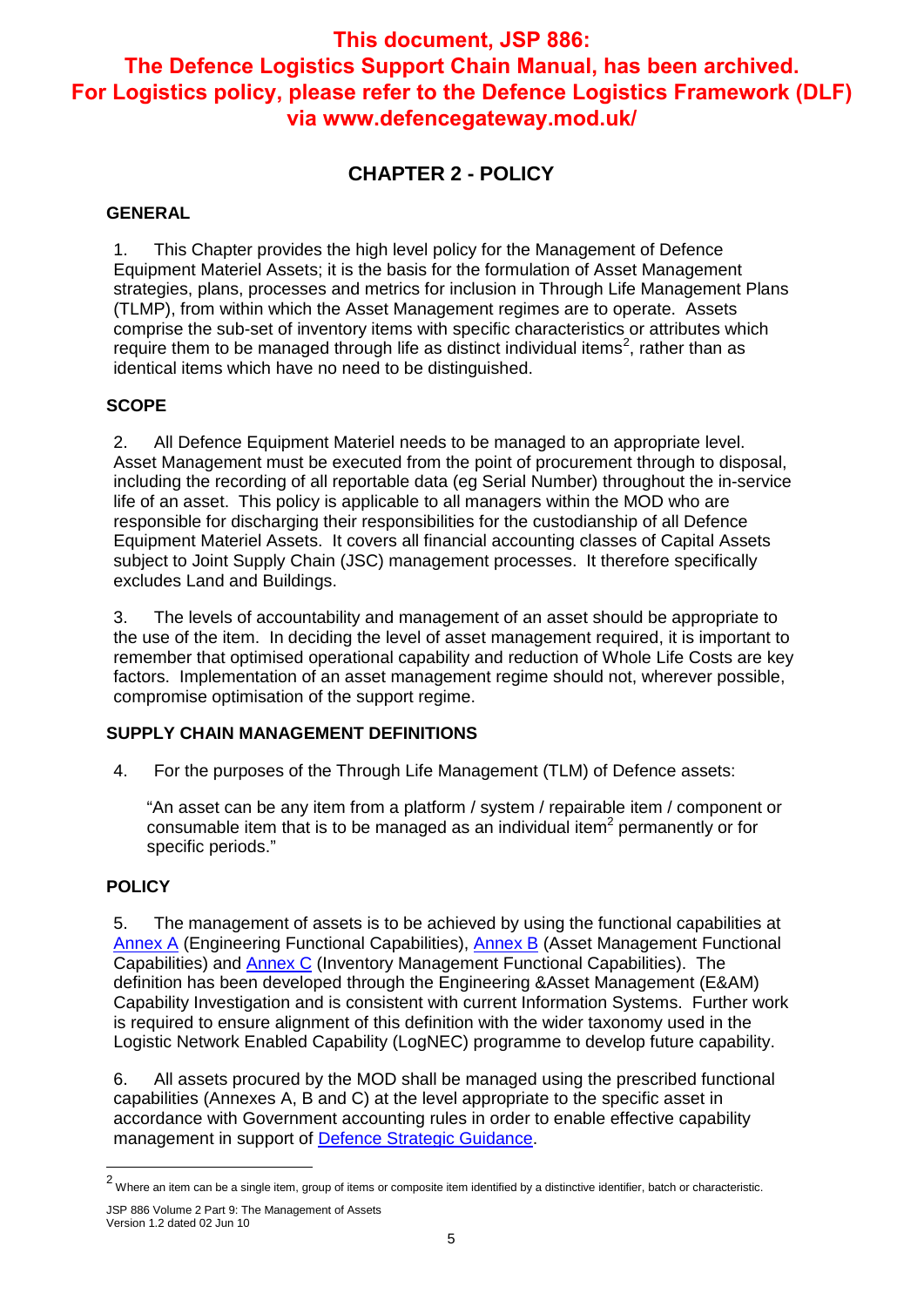**This document, JSP 886: The Defence Logistics Support Chain Manual, has been archived. For Logistics policy, please refer to the Defence Logistics Framework (DLF) via www.defencegateway.mod.uk/**

# CHAPTER 2 - POLICY

## GENERAL

1. This Chapter provides the high level policy for the Management of Defence Equipment Materiel Assets; it is the basis for the formulation of Asset Management strategies, plans, processes and metrics for inclusion in Through Life Management Plans (TLMP), from within which the Asset Management regimes are to operate. Assets comprise the sub-set of inventory items with specific characteristics or attributes which require them to be managed through life as distinct individual items[2], rather than as identical items which have no need to be distinguished.

## SCOPE

2. All Defence Equipment Materiel needs to be managed to an appropriate level. Asset Management must be executed from the point of procurement through to disposal, including the recording of all reportable data (eg Serial Number) throughout the in-service life of an asset. This policy is applicable to all managers within the MOD who are responsible for discharging their responsibilities for the custodianship of all Defence Equipment Materiel Assets. It covers all financial accounting classes of Capital Assets subject to Joint Supply Chain (JSC) management processes. It therefore specifically excludes Land and Buildings.

3. The levels of accountability and management of an asset should be appropriate to the use of the item. In deciding the level of asset management required, it is important to remember that optimised operational capability and reduction of Whole Life Costs are key factors. Implementation of an asset management regime should not, wherever possible, compromise optimisation of the support regime.

## SUPPLY CHAIN MANAGEMENT DEFINITIONS

4. For the purposes of the Through Life Management (TLM) of Defence assets:

> "An asset can be any item from a platform / system / repairable item / component or consumable item that is to be managed as an individual item[2] permanently or for specific periods."

## POLICY

5. The management of assets is to be achieved by using the functional capabilities at Annex A (Engineering Functional Capabilities), Annex B (Asset Management Functional Capabilities) and Annex C (Inventory Management Functional Capabilities). The definition has been developed through the Engineering &Asset Management (E&AM) Capability Investigation and is consistent with current Information Systems. Further work is required to ensure alignment of this definition with the wider taxonomy used in the Logistic Network Enabled Capability (LogNEC) programme to develop future capability.

6. All assets procured by the MOD shall be managed using the prescribed functional capabilities (Annexes A, B and C) at the level appropriate to the specific asset in accordance with Government accounting rules in order to enable effective capability management in support of Defence Strategic Guidance.

---

[2] Where an item can be a single item, group of items or composite item identified by a distinctive identifier, batch or characteristic.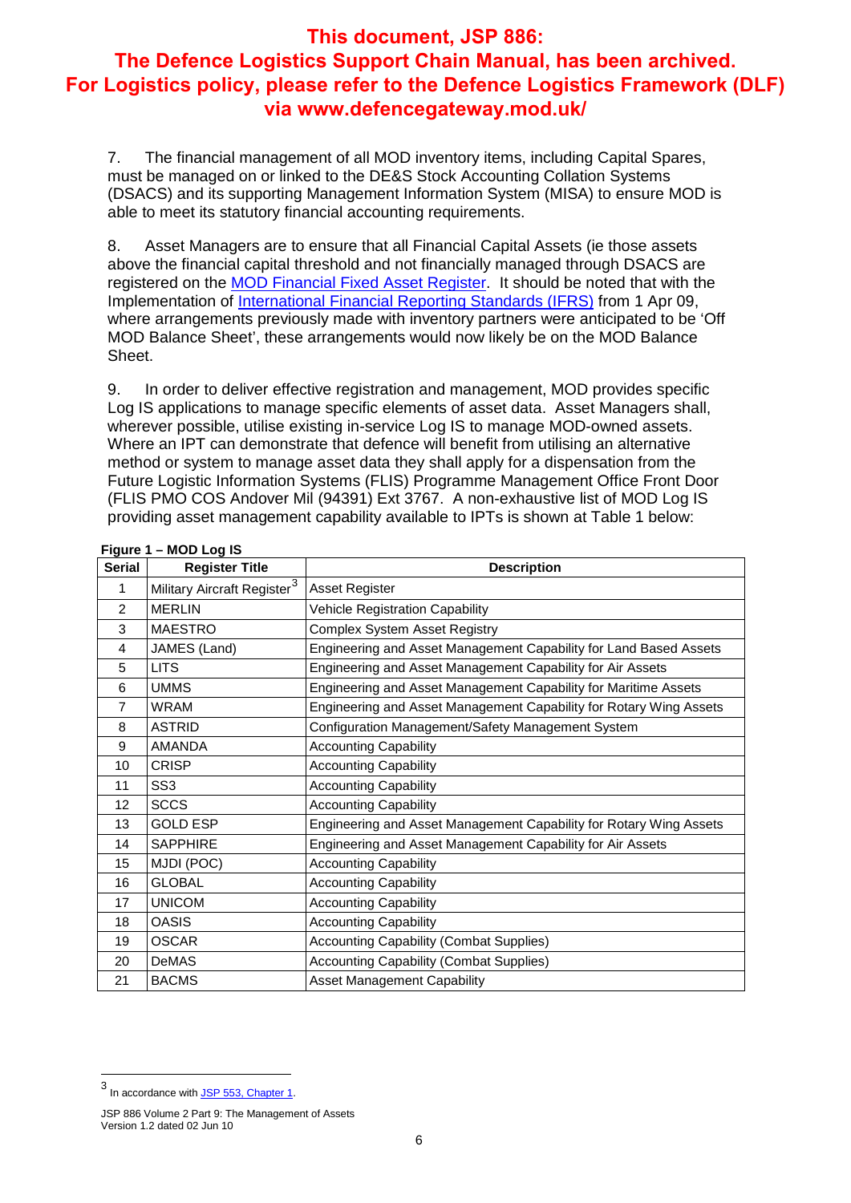**This document, JSP 886: The Defence Logistics Support Chain Manual, has been archived. For Logistics policy, please refer to the Defence Logistics Framework (DLF) via www.defencegateway.mod.uk/**

7. The financial management of all MOD inventory items, including Capital Spares, must be managed on or linked to the DE&S Stock Accounting Collation Systems (DSACS) and its supporting Management Information System (MISA) to ensure MOD is able to meet its statutory financial accounting requirements.

8. Asset Managers are to ensure that all Financial Capital Assets (ie those assets above the financial capital threshold and not financially managed through DSACS are registered on the MOD Financial Fixed Asset Register. It should be noted that with the Implementation of International Financial Reporting Standards (IFRS) from 1 Apr 09, where arrangements previously made with inventory partners were anticipated to be 'Off MOD Balance Sheet', these arrangements would now likely be on the MOD Balance Sheet.

9. In order to deliver effective registration and management, MOD provides specific Log IS applications to manage specific elements of asset data. Asset Managers shall, wherever possible, utilise existing in-service Log IS to manage MOD-owned assets. Where an IPT can demonstrate that defence will benefit from utilising an alternative method or system to manage asset data they shall apply for a dispensation from the Future Logistic Information Systems (FLIS) Programme Management Office Front Door (FLIS PMO COS Andover Mil (94391) Ext 3767. A non-exhaustive list of MOD Log IS providing asset management capability available to IPTs is shown at Table 1 below:

**Figure 1 – MOD Log IS**

| Serial | Register Title | Description |
|---|---|---|
| 1 | Military Aircraft Register[3] | Asset Register |
| 2 | MERLIN | Vehicle Registration Capability |
| 3 | MAESTRO | Complex System Asset Registry |
| 4 | JAMES (Land) | Engineering and Asset Management Capability for Land Based Assets |
| 5 | LITS | Engineering and Asset Management Capability for Air Assets |
| 6 | UMMS | Engineering and Asset Management Capability for Maritime Assets |
| 7 | WRAM | Engineering and Asset Management Capability for Rotary Wing Assets |
| 8 | ASTRID | Configuration Management/Safety Management System |
| 9 | AMANDA | Accounting Capability |
| 10 | CRISP | Accounting Capability |
| 11 | SS3 | Accounting Capability |
| 12 | SCCS | Accounting Capability |
| 13 | GOLD ESP | Engineering and Asset Management Capability for Rotary Wing Assets |
| 14 | SAPPHIRE | Engineering and Asset Management Capability for Air Assets |
| 15 | MJDI (POC) | Accounting Capability |
| 16 | GLOBAL | Accounting Capability |
| 17 | UNICOM | Accounting Capability |
| 18 | OASIS | Accounting Capability |
| 19 | OSCAR | Accounting Capability (Combat Supplies) |
| 20 | DeMAS | Accounting Capability (Combat Supplies) |
| 21 | BACMS | Asset Management Capability |

[3] In accordance with JSP 553, Chapter 1.

JSP 886 Volume 2 Part 9: The Management of Assets
Version 1.2 dated 02 Jun 10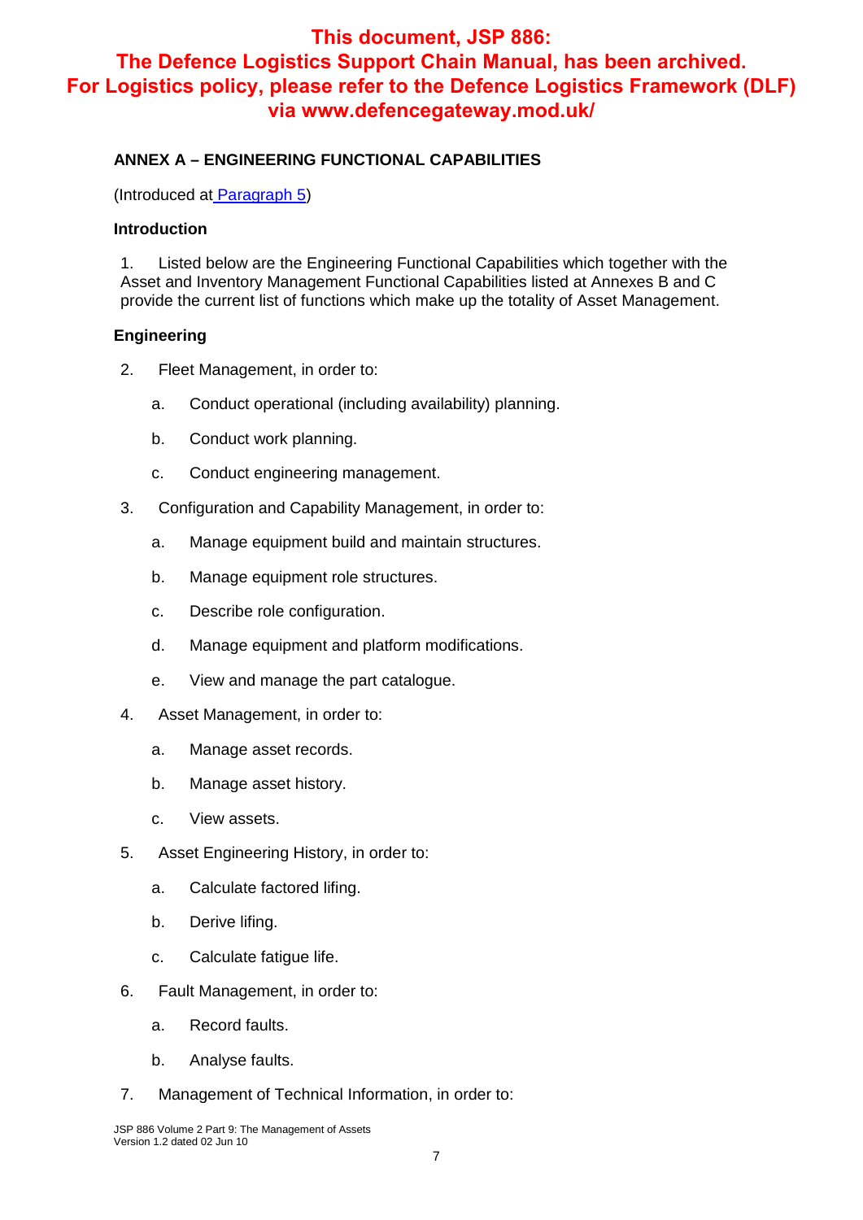**This document, JSP 886: The Defence Logistics Support Chain Manual, has been archived. For Logistics policy, please refer to the Defence Logistics Framework (DLF) via www.defencegateway.mod.uk/**

## ANNEX A – ENGINEERING FUNCTIONAL CAPABILITIES

(Introduced at Paragraph 5)

### Introduction

1. Listed below are the Engineering Functional Capabilities which together with the Asset and Inventory Management Functional Capabilities listed at Annexes B and C provide the current list of functions which make up the totality of Asset Management.

### Engineering

2. Fleet Management, in order to:

   a. Conduct operational (including availability) planning.

   b. Conduct work planning.

   c. Conduct engineering management.

3. Configuration and Capability Management, in order to:

   a. Manage equipment build and maintain structures.

   b. Manage equipment role structures.

   c. Describe role configuration.

   d. Manage equipment and platform modifications.

   e. View and manage the part catalogue.

4. Asset Management, in order to:

   a. Manage asset records.

   b. Manage asset history.

   c. View assets.

5. Asset Engineering History, in order to:

   a. Calculate factored lifing.

   b. Derive lifing.

   c. Calculate fatigue life.

6. Fault Management, in order to:

   a. Record faults.

   b. Analyse faults.

7. Management of Technical Information, in order to: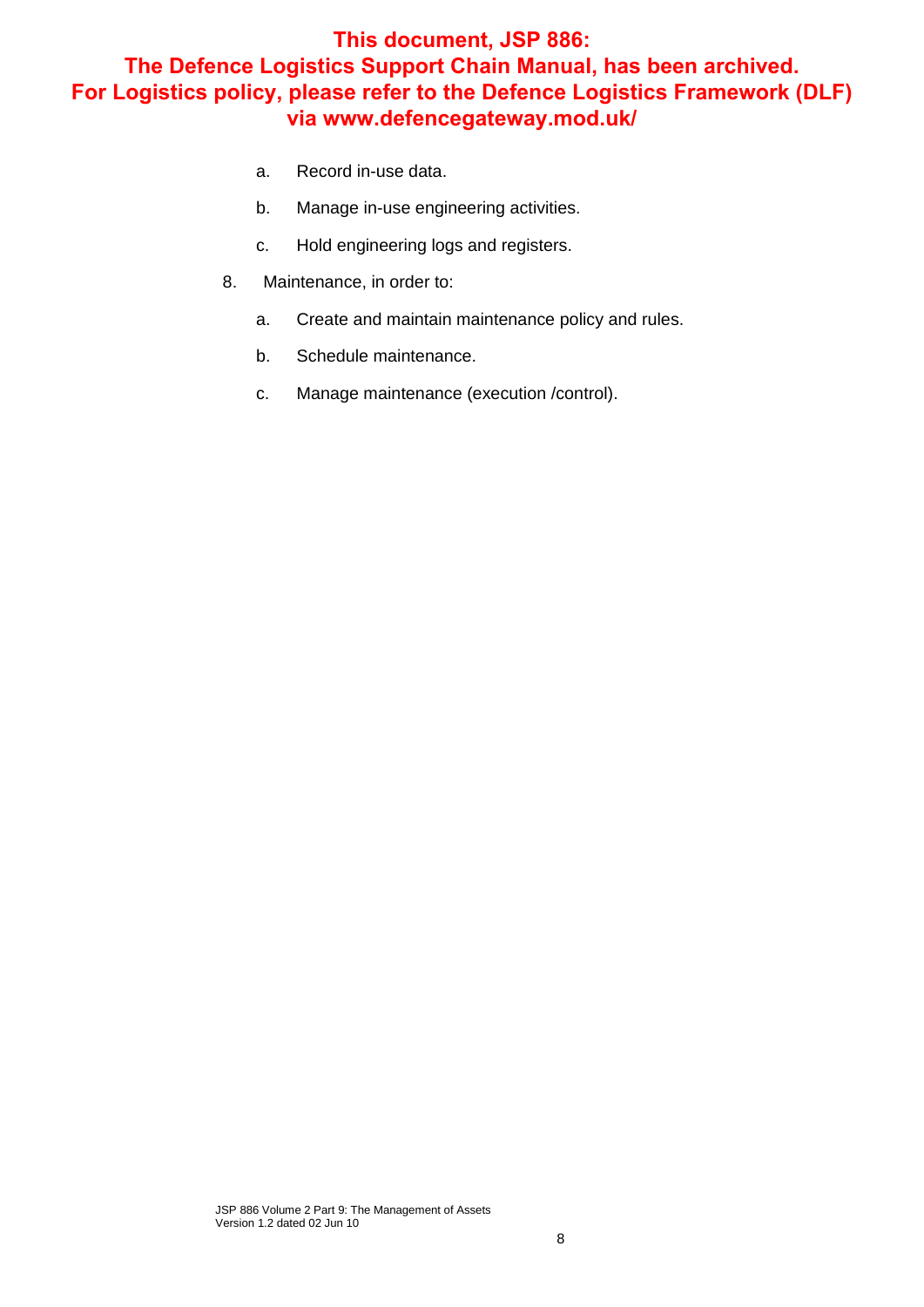**This document, JSP 886:**
**The Defence Logistics Support Chain Manual, has been archived.**
**For Logistics policy, please refer to the Defence Logistics Framework (DLF) via www.defencegateway.mod.uk/**

a. Record in-use data.

b. Manage in-use engineering activities.

c. Hold engineering logs and registers.

8. Maintenance, in order to:

a. Create and maintain maintenance policy and rules.

b. Schedule maintenance.

c. Manage maintenance (execution /control).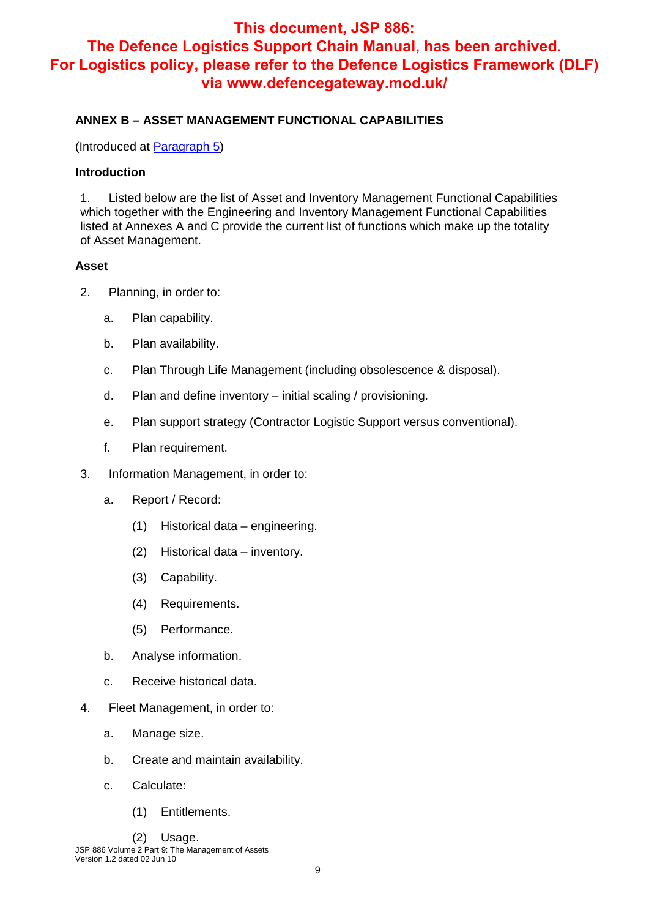**This document, JSP 886: The Defence Logistics Support Chain Manual, has been archived. For Logistics policy, please refer to the Defence Logistics Framework (DLF) via www.defencegateway.mod.uk/**

## ANNEX B – ASSET MANAGEMENT FUNCTIONAL CAPABILITIES

(Introduced at Paragraph 5)

### Introduction

1. Listed below are the list of Asset and Inventory Management Functional Capabilities which together with the Engineering and Inventory Management Functional Capabilities listed at Annexes A and C provide the current list of functions which make up the totality of Asset Management.

### Asset

2. Planning, in order to:

    a. Plan capability.

    b. Plan availability.

    c. Plan Through Life Management (including obsolescence & disposal).

    d. Plan and define inventory – initial scaling / provisioning.

    e. Plan support strategy (Contractor Logistic Support versus conventional).

    f. Plan requirement.

3. Information Management, in order to:

    a. Report / Record:

        (1) Historical data – engineering.

        (2) Historical data – inventory.

        (3) Capability.

        (4) Requirements.

        (5) Performance.

    b. Analyse information.

    c. Receive historical data.

4. Fleet Management, in order to:

    a. Manage size.

    b. Create and maintain availability.

    c. Calculate:

        (1) Entitlements.

        (2) Usage.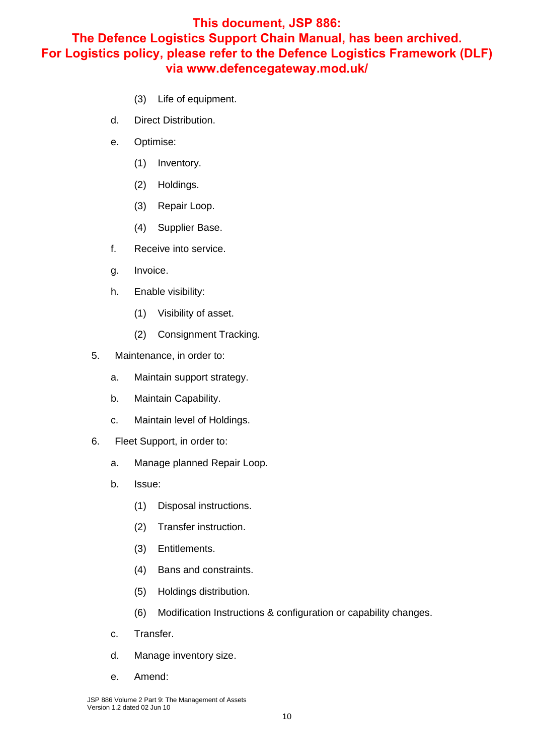**This document, JSP 886: The Defence Logistics Support Chain Manual, has been archived. For Logistics policy, please refer to the Defence Logistics Framework (DLF) via www.defencegateway.mod.uk/**

        (3) Life of equipment.

    d. Direct Distribution.

    e. Optimise:

        (1) Inventory.

        (2) Holdings.

        (3) Repair Loop.

        (4) Supplier Base.

    f. Receive into service.

    g. Invoice.

    h. Enable visibility:

        (1) Visibility of asset.

        (2) Consignment Tracking.

5. Maintenance, in order to:

    a. Maintain support strategy.

    b. Maintain Capability.

    c. Maintain level of Holdings.

6. Fleet Support, in order to:

    a. Manage planned Repair Loop.

    b. Issue:

        (1) Disposal instructions.

        (2) Transfer instruction.

        (3) Entitlements.

        (4) Bans and constraints.

        (5) Holdings distribution.

        (6) Modification Instructions & configuration or capability changes.

    c. Transfer.

    d. Manage inventory size.

    e. Amend: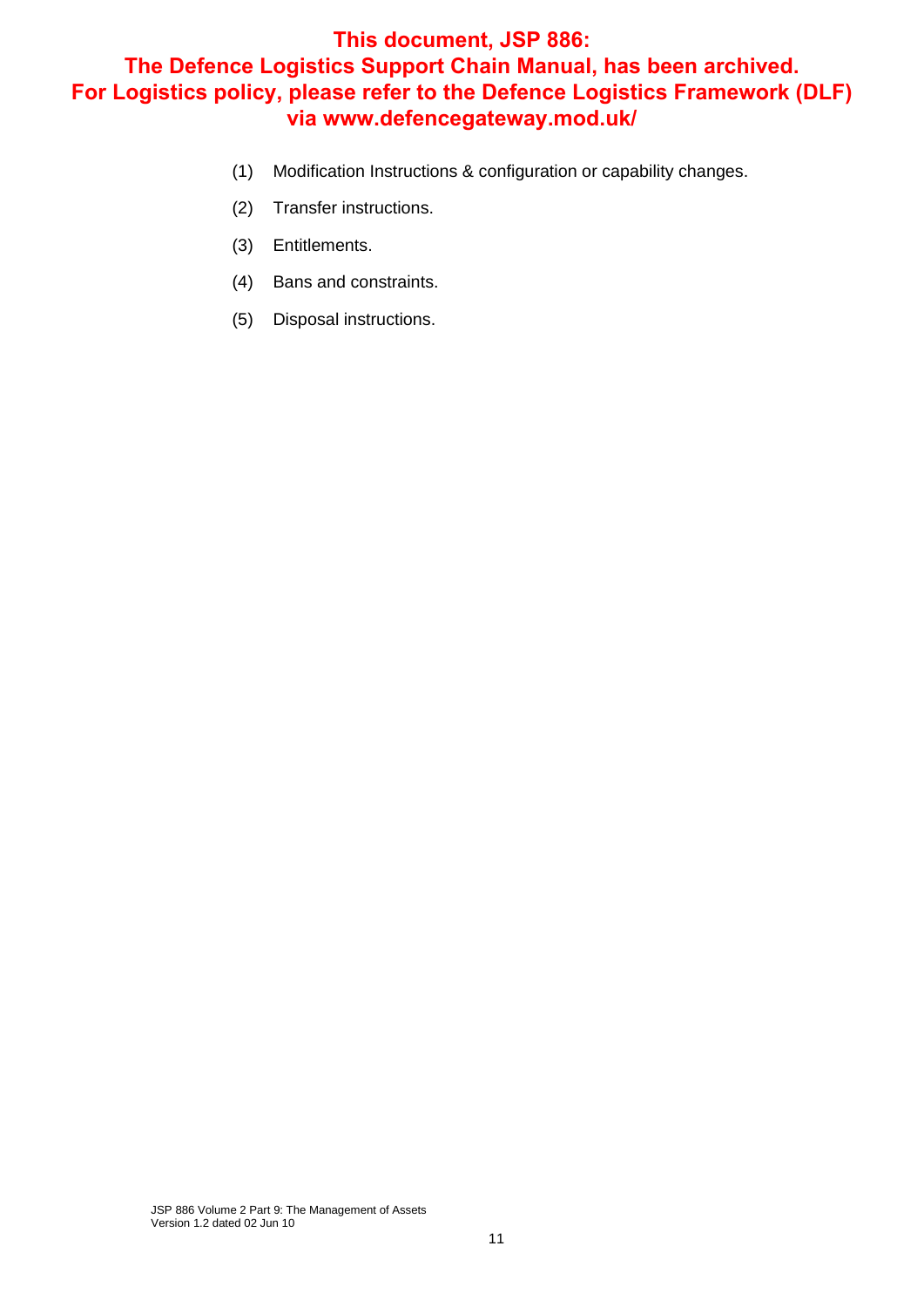**This document, JSP 886: The Defence Logistics Support Chain Manual, has been archived. For Logistics policy, please refer to the Defence Logistics Framework (DLF) via www.defencegateway.mod.uk/**

(1) Modification Instructions & configuration or capability changes.

(2) Transfer instructions.

(3) Entitlements.

(4) Bans and constraints.

(5) Disposal instructions.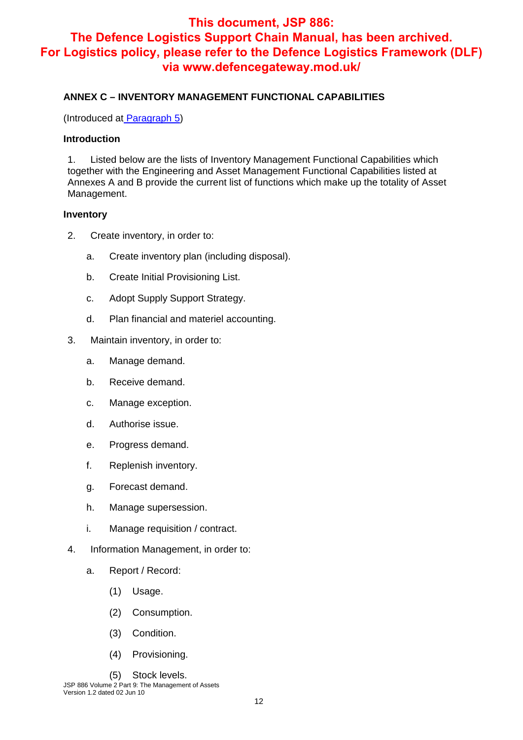**This document, JSP 886: The Defence Logistics Support Chain Manual, has been archived. For Logistics policy, please refer to the Defence Logistics Framework (DLF) via www.defencegateway.mod.uk/**

## ANNEX C – INVENTORY MANAGEMENT FUNCTIONAL CAPABILITIES

(Introduced at Paragraph 5)

### Introduction

1. Listed below are the lists of Inventory Management Functional Capabilities which together with the Engineering and Asset Management Functional Capabilities listed at Annexes A and B provide the current list of functions which make up the totality of Asset Management.

### Inventory

2. Create inventory, in order to:

   a. Create inventory plan (including disposal).

   b. Create Initial Provisioning List.

   c. Adopt Supply Support Strategy.

   d. Plan financial and materiel accounting.

3. Maintain inventory, in order to:

   a. Manage demand.

   b. Receive demand.

   c. Manage exception.

   d. Authorise issue.

   e. Progress demand.

   f. Replenish inventory.

   g. Forecast demand.

   h. Manage supersession.

   i. Manage requisition / contract.

4. Information Management, in order to:

   a. Report / Record:

      (1) Usage.

      (2) Consumption.

      (3) Condition.

      (4) Provisioning.

      (5) Stock levels.

JSP 886 Volume 2 Part 9: The Management of Assets
Version 1.2 dated 02 Jun 10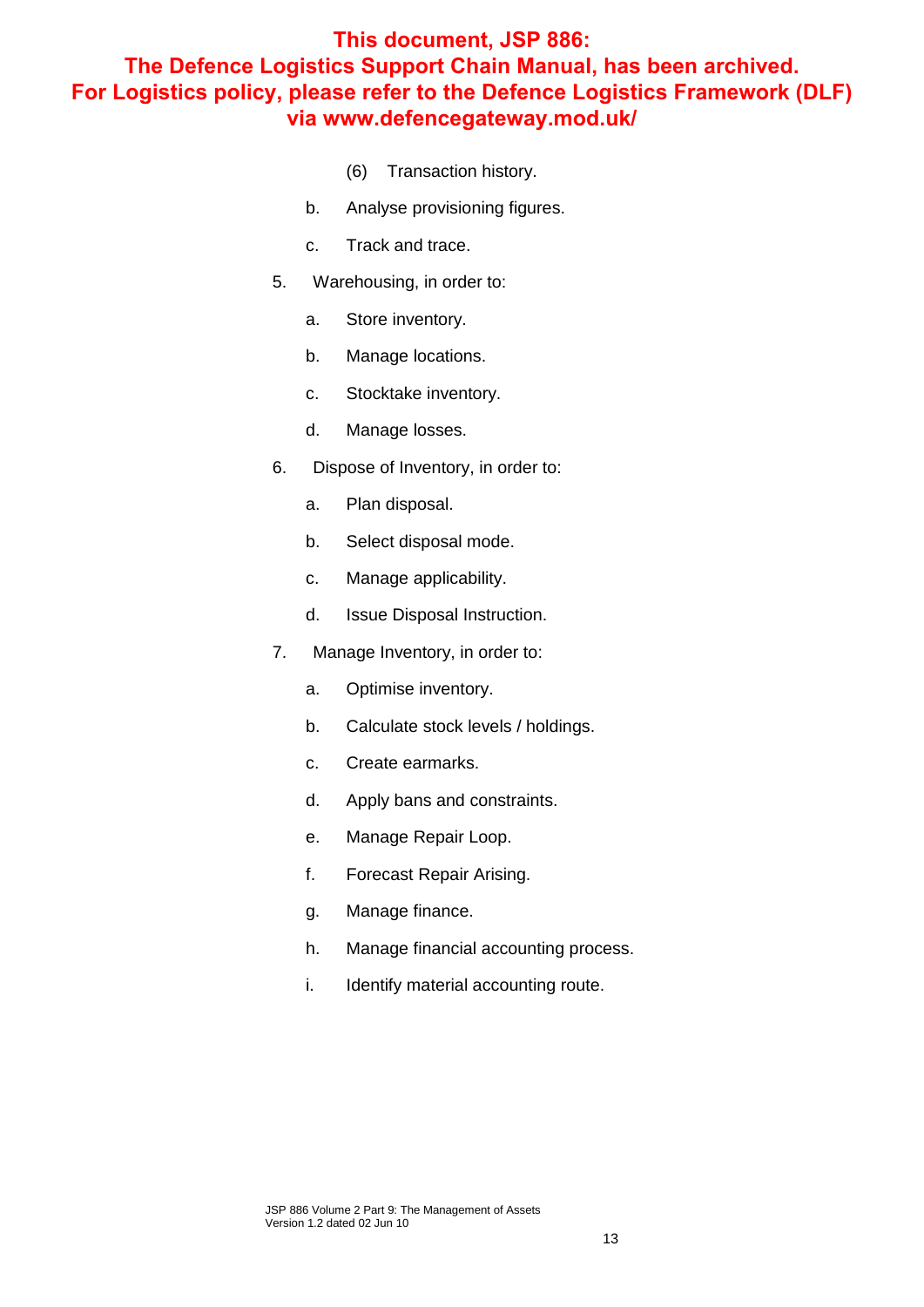**This document, JSP 886: The Defence Logistics Support Chain Manual, has been archived. For Logistics policy, please refer to the Defence Logistics Framework (DLF) via www.defencegateway.mod.uk/**

(6) Transaction history.

b. Analyse provisioning figures.

c. Track and trace.

5. Warehousing, in order to:

a. Store inventory.

b. Manage locations.

c. Stocktake inventory.

d. Manage losses.

6. Dispose of Inventory, in order to:

a. Plan disposal.

b. Select disposal mode.

c. Manage applicability.

d. Issue Disposal Instruction.

7. Manage Inventory, in order to:

a. Optimise inventory.

b. Calculate stock levels / holdings.

c. Create earmarks.

d. Apply bans and constraints.

e. Manage Repair Loop.

f. Forecast Repair Arising.

g. Manage finance.

h. Manage financial accounting process.

i. Identify material accounting route.